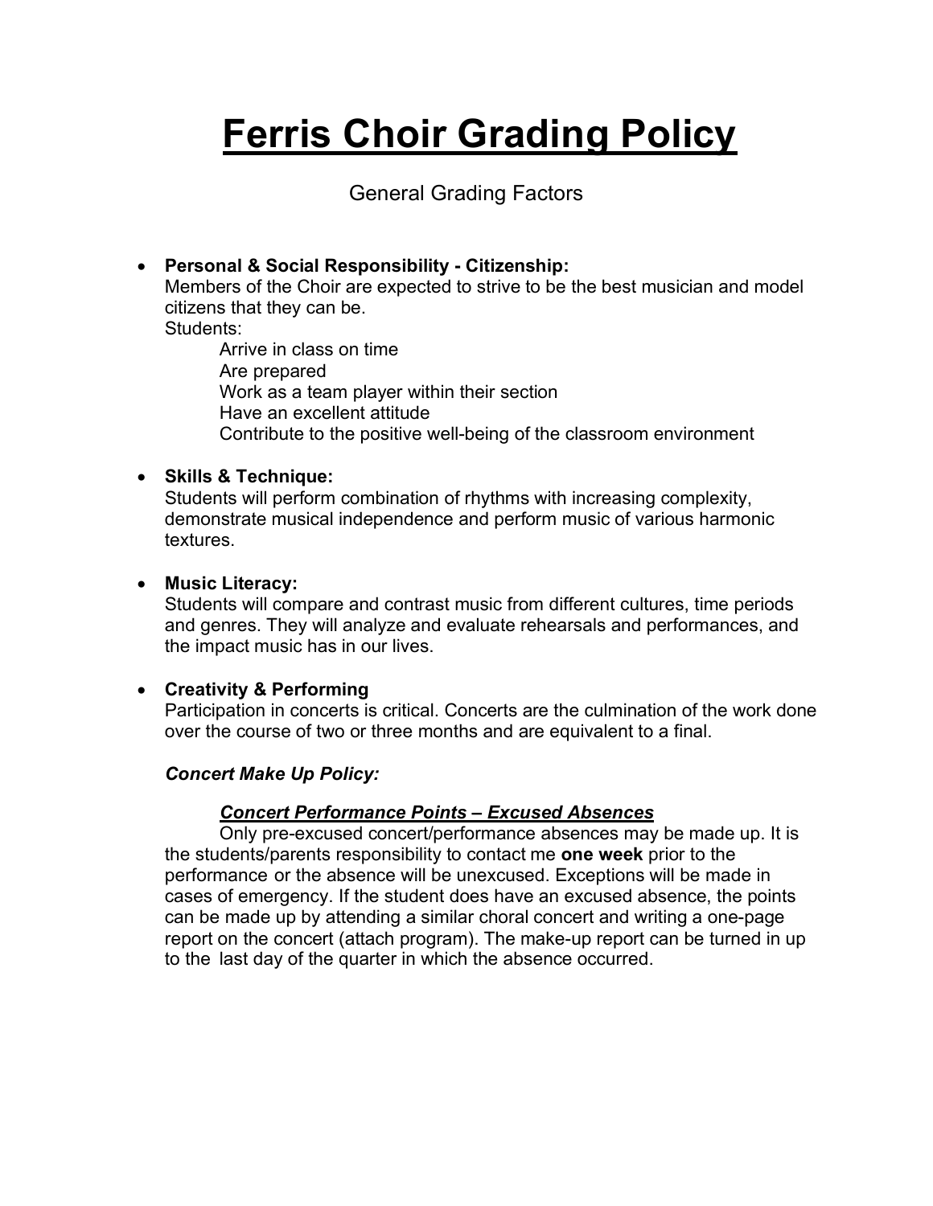# Ferris Choir Grading Policy

General Grading Factors

- **Personal & Social Responsibility - Citizenship:**
  Members of the Choir are expected to strive to be the best musician and model citizens that they can be.
  Students:
  - Arrive in class on time
  - Are prepared
  - Work as a team player within their section
  - Have an excellent attitude
  - Contribute to the positive well-being of the classroom environment

- **Skills & Technique:**
  Students will perform combination of rhythms with increasing complexity, demonstrate musical independence and perform music of various harmonic textures.

- **Music Literacy:**
  Students will compare and contrast music from different cultures, time periods and genres. They will analyze and evaluate rehearsals and performances, and the impact music has in our lives.

- **Creativity & Performing**
  Participation in concerts is critical. Concerts are the culmination of the work done over the course of two or three months and are equivalent to a final.

  ***Concert Make Up Policy:***

  ***<u>Concert Performance Points – Excused Absences</u>***

  Only pre-excused concert/performance absences may be made up. It is the students/parents responsibility to contact me **one week** prior to the performance or the absence will be unexcused. Exceptions will be made in cases of emergency. If the student does have an excused absence, the points can be made up by attending a similar choral concert and writing a one-page report on the concert (attach program). The make-up report can be turned in up to the last day of the quarter in which the absence occurred.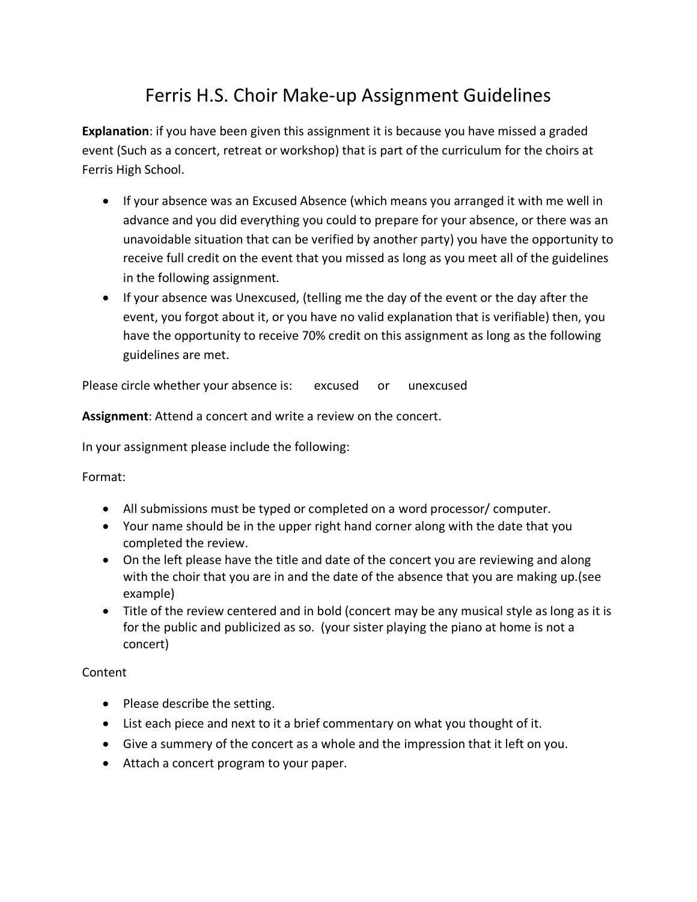# Ferris H.S. Choir Make-up Assignment Guidelines

**Explanation**: if you have been given this assignment it is because you have missed a graded event (Such as a concert, retreat or workshop) that is part of the curriculum for the choirs at Ferris High School.

- If your absence was an Excused Absence (which means you arranged it with me well in advance and you did everything you could to prepare for your absence, or there was an unavoidable situation that can be verified by another party) you have the opportunity to receive full credit on the event that you missed as long as you meet all of the guidelines in the following assignment.
- If your absence was Unexcused, (telling me the day of the event or the day after the event, you forgot about it, or you have no valid explanation that is verifiable) then, you have the opportunity to receive 70% credit on this assignment as long as the following guidelines are met.

Please circle whether your absence is: excused or unexcused

**Assignment**: Attend a concert and write a review on the concert.

In your assignment please include the following:

Format:

- All submissions must be typed or completed on a word processor/ computer.
- Your name should be in the upper right hand corner along with the date that you completed the review.
- On the left please have the title and date of the concert you are reviewing and along with the choir that you are in and the date of the absence that you are making up.(see example)
- Title of the review centered and in bold (concert may be any musical style as long as it is for the public and publicized as so. (your sister playing the piano at home is not a concert)

Content

- Please describe the setting.
- List each piece and next to it a brief commentary on what you thought of it.
- Give a summery of the concert as a whole and the impression that it left on you.
- Attach a concert program to your paper.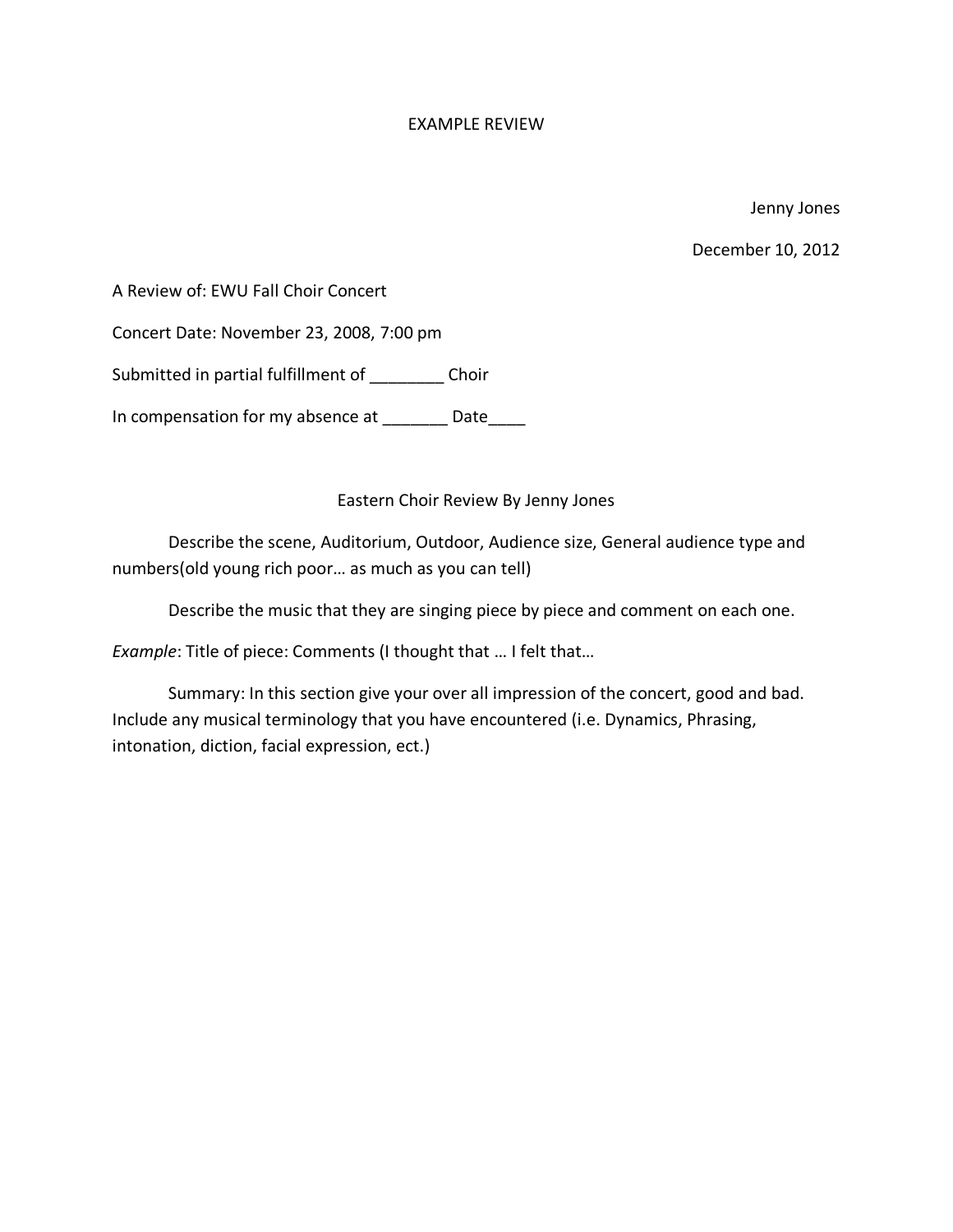EXAMPLE REVIEW

Jenny Jones

December 10, 2012

A Review of: EWU Fall Choir Concert

Concert Date: November 23, 2008, 7:00 pm

Submitted in partial fulfillment of ________ Choir

In compensation for my absence at _______ Date____

Eastern Choir Review By Jenny Jones

Describe the scene, Auditorium, Outdoor, Audience size, General audience type and numbers(old young rich poor… as much as you can tell)

Describe the music that they are singing piece by piece and comment on each one.

*Example*: Title of piece: Comments (I thought that … I felt that…

Summary: In this section give your over all impression of the concert, good and bad. Include any musical terminology that you have encountered (i.e. Dynamics, Phrasing, intonation, diction, facial expression, ect.)